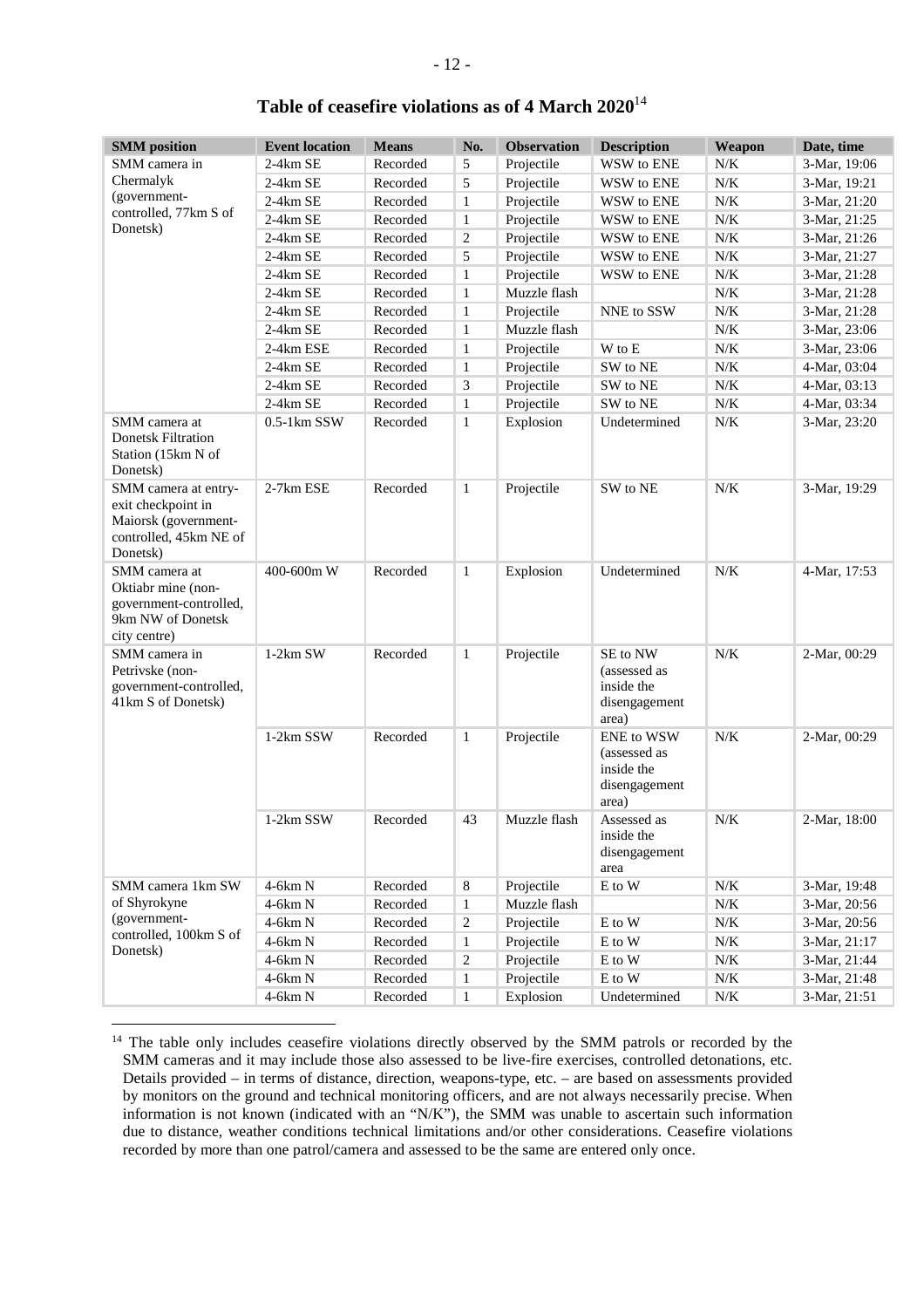## Table of ceasefire violations as of 4 March 2020[14]

| SMM position | Event location | Means | No. | Observation | Description | Weapon | Date, time |
|---|---|---|---|---|---|---|---|
| SMM camera in Chermalyk (government-controlled, 77km S of Donetsk) | 2-4km SE | Recorded | 5 | Projectile | WSW to ENE | N/K | 3-Mar, 19:06 |
| | 2-4km SE | Recorded | 5 | Projectile | WSW to ENE | N/K | 3-Mar, 19:21 |
| | 2-4km SE | Recorded | 1 | Projectile | WSW to ENE | N/K | 3-Mar, 21:20 |
| | 2-4km SE | Recorded | 1 | Projectile | WSW to ENE | N/K | 3-Mar, 21:25 |
| | 2-4km SE | Recorded | 2 | Projectile | WSW to ENE | N/K | 3-Mar, 21:26 |
| | 2-4km SE | Recorded | 5 | Projectile | WSW to ENE | N/K | 3-Mar, 21:27 |
| | 2-4km SE | Recorded | 1 | Projectile | WSW to ENE | N/K | 3-Mar, 21:28 |
| | 2-4km SE | Recorded | 1 | Muzzle flash | | N/K | 3-Mar, 21:28 |
| | 2-4km SE | Recorded | 1 | Projectile | NNE to SSW | N/K | 3-Mar, 21:28 |
| | 2-4km SE | Recorded | 1 | Muzzle flash | | N/K | 3-Mar, 23:06 |
| | 2-4km ESE | Recorded | 1 | Projectile | W to E | N/K | 3-Mar, 23:06 |
| | 2-4km SE | Recorded | 1 | Projectile | SW to NE | N/K | 4-Mar, 03:04 |
| | 2-4km SE | Recorded | 3 | Projectile | SW to NE | N/K | 4-Mar, 03:13 |
| | 2-4km SE | Recorded | 1 | Projectile | SW to NE | N/K | 4-Mar, 03:34 |
| SMM camera at Donetsk Filtration Station (15km N of Donetsk) | 0.5-1km SSW | Recorded | 1 | Explosion | Undetermined | N/K | 3-Mar, 23:20 |
| SMM camera at entry-exit checkpoint in Maiorsk (government-controlled, 45km NE of Donetsk) | 2-7km ESE | Recorded | 1 | Projectile | SW to NE | N/K | 3-Mar, 19:29 |
| SMM camera at Oktiabr mine (non-government-controlled, 9km NW of Donetsk city centre) | 400-600m W | Recorded | 1 | Explosion | Undetermined | N/K | 4-Mar, 17:53 |
| SMM camera in Petrivske (non-government-controlled, 41km S of Donetsk) | 1-2km SW | Recorded | 1 | Projectile | SE to NW (assessed as inside the disengagement area) | N/K | 2-Mar, 00:29 |
| | 1-2km SSW | Recorded | 1 | Projectile | ENE to WSW (assessed as inside the disengagement area) | N/K | 2-Mar, 00:29 |
| | 1-2km SSW | Recorded | 43 | Muzzle flash | Assessed as inside the disengagement area | N/K | 2-Mar, 18:00 |
| SMM camera 1km SW of Shyrokyne (government-controlled, 100km S of Donetsk) | 4-6km N | Recorded | 8 | Projectile | E to W | N/K | 3-Mar, 19:48 |
| | 4-6km N | Recorded | 1 | Muzzle flash | | N/K | 3-Mar, 20:56 |
| | 4-6km N | Recorded | 2 | Projectile | E to W | N/K | 3-Mar, 20:56 |
| | 4-6km N | Recorded | 1 | Projectile | E to W | N/K | 3-Mar, 21:17 |
| | 4-6km N | Recorded | 2 | Projectile | E to W | N/K | 3-Mar, 21:44 |
| | 4-6km N | Recorded | 1 | Projectile | E to W | N/K | 3-Mar, 21:48 |
| | 4-6km N | Recorded | 1 | Explosion | Undetermined | N/K | 3-Mar, 21:51 |

[14] The table only includes ceasefire violations directly observed by the SMM patrols or recorded by the SMM cameras and it may include those also assessed to be live-fire exercises, controlled detonations, etc. Details provided – in terms of distance, direction, weapons-type, etc. – are based on assessments provided by monitors on the ground and technical monitoring officers, and are not always necessarily precise. When information is not known (indicated with an "N/K"), the SMM was unable to ascertain such information due to distance, weather conditions technical limitations and/or other considerations. Ceasefire violations recorded by more than one patrol/camera and assessed to be the same are entered only once.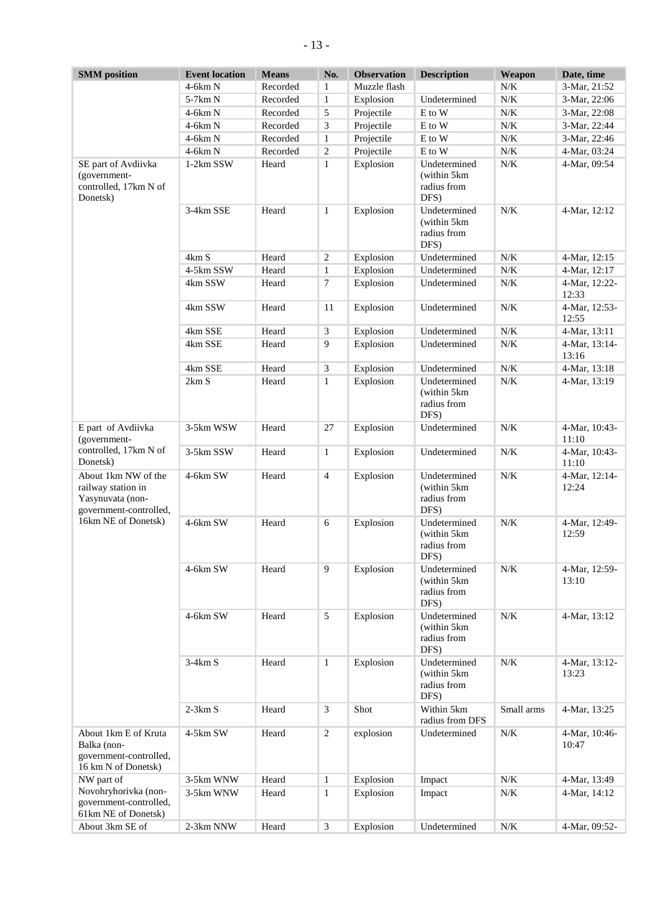| SMM position | Event location | Means | No. | Observation | Description | Weapon | Date, time |
|---|---|---|---|---|---|---|---|
| | 4-6km N | Recorded | 1 | Muzzle flash | | N/K | 3-Mar, 21:52 |
| | 5-7km N | Recorded | 1 | Explosion | Undetermined | N/K | 3-Mar, 22:06 |
| | 4-6km N | Recorded | 5 | Projectile | E to W | N/K | 3-Mar, 22:08 |
| | 4-6km N | Recorded | 3 | Projectile | E to W | N/K | 3-Mar, 22:44 |
| | 4-6km N | Recorded | 1 | Projectile | E to W | N/K | 3-Mar, 22:46 |
| | 4-6km N | Recorded | 2 | Projectile | E to W | N/K | 4-Mar, 03:24 |
| SE part of Avdiivka (government-controlled, 17km N of Donetsk) | 1-2km SSW | Heard | 1 | Explosion | Undetermined (within 5km radius from DFS) | N/K | 4-Mar, 09:54 |
| | 3-4km SSE | Heard | 1 | Explosion | Undetermined (within 5km radius from DFS) | N/K | 4-Mar, 12:12 |
| | 4km S | Heard | 2 | Explosion | Undetermined | N/K | 4-Mar, 12:15 |
| | 4-5km SSW | Heard | 1 | Explosion | Undetermined | N/K | 4-Mar, 12:17 |
| | 4km SSW | Heard | 7 | Explosion | Undetermined | N/K | 4-Mar, 12:22-12:33 |
| | 4km SSW | Heard | 11 | Explosion | Undetermined | N/K | 4-Mar, 12:53-12:55 |
| | 4km SSE | Heard | 3 | Explosion | Undetermined | N/K | 4-Mar, 13:11 |
| | 4km SSE | Heard | 9 | Explosion | Undetermined | N/K | 4-Mar, 13:14-13:16 |
| | 4km SSE | Heard | 3 | Explosion | Undetermined | N/K | 4-Mar, 13:18 |
| | 2km S | Heard | 1 | Explosion | Undetermined (within 5km radius from DFS) | N/K | 4-Mar, 13:19 |
| E part of Avdiivka (government-controlled, 17km N of Donetsk) | 3-5km WSW | Heard | 27 | Explosion | Undetermined | N/K | 4-Mar, 10:43-11:10 |
| | 3-5km SSW | Heard | 1 | Explosion | Undetermined | N/K | 4-Mar, 10:43-11:10 |
| About 1km NW of the railway station in Yasynuvata (non-government-controlled, 16km NE of Donetsk) | 4-6km SW | Heard | 4 | Explosion | Undetermined (within 5km radius from DFS) | N/K | 4-Mar, 12:14-12:24 |
| | 4-6km SW | Heard | 6 | Explosion | Undetermined (within 5km radius from DFS) | N/K | 4-Mar, 12:49-12:59 |
| | 4-6km SW | Heard | 9 | Explosion | Undetermined (within 5km radius from DFS) | N/K | 4-Mar, 12:59-13:10 |
| | 4-6km SW | Heard | 5 | Explosion | Undetermined (within 5km radius from DFS) | N/K | 4-Mar, 13:12 |
| | 3-4km S | Heard | 1 | Explosion | Undetermined (within 5km radius from DFS) | N/K | 4-Mar, 13:12-13:23 |
| | 2-3km S | Heard | 3 | Shot | Within 5km radius from DFS | Small arms | 4-Mar, 13:25 |
| About 1km E of Kruta Balka (non-government-controlled, 16 km N of Donetsk) | 4-5km SW | Heard | 2 | explosion | Undetermined | N/K | 4-Mar, 10:46-10:47 |
| NW part of Novohryhorivka (non-government-controlled, 61km NE of Donetsk) | 3-5km WNW | Heard | 1 | Explosion | Impact | N/K | 4-Mar, 13:49 |
| | 3-5km WNW | Heard | 1 | Explosion | Impact | N/K | 4-Mar, 14:12 |
| About 3km SE of | 2-3km NNW | Heard | 3 | Explosion | Undetermined | N/K | 4-Mar, 09:52- |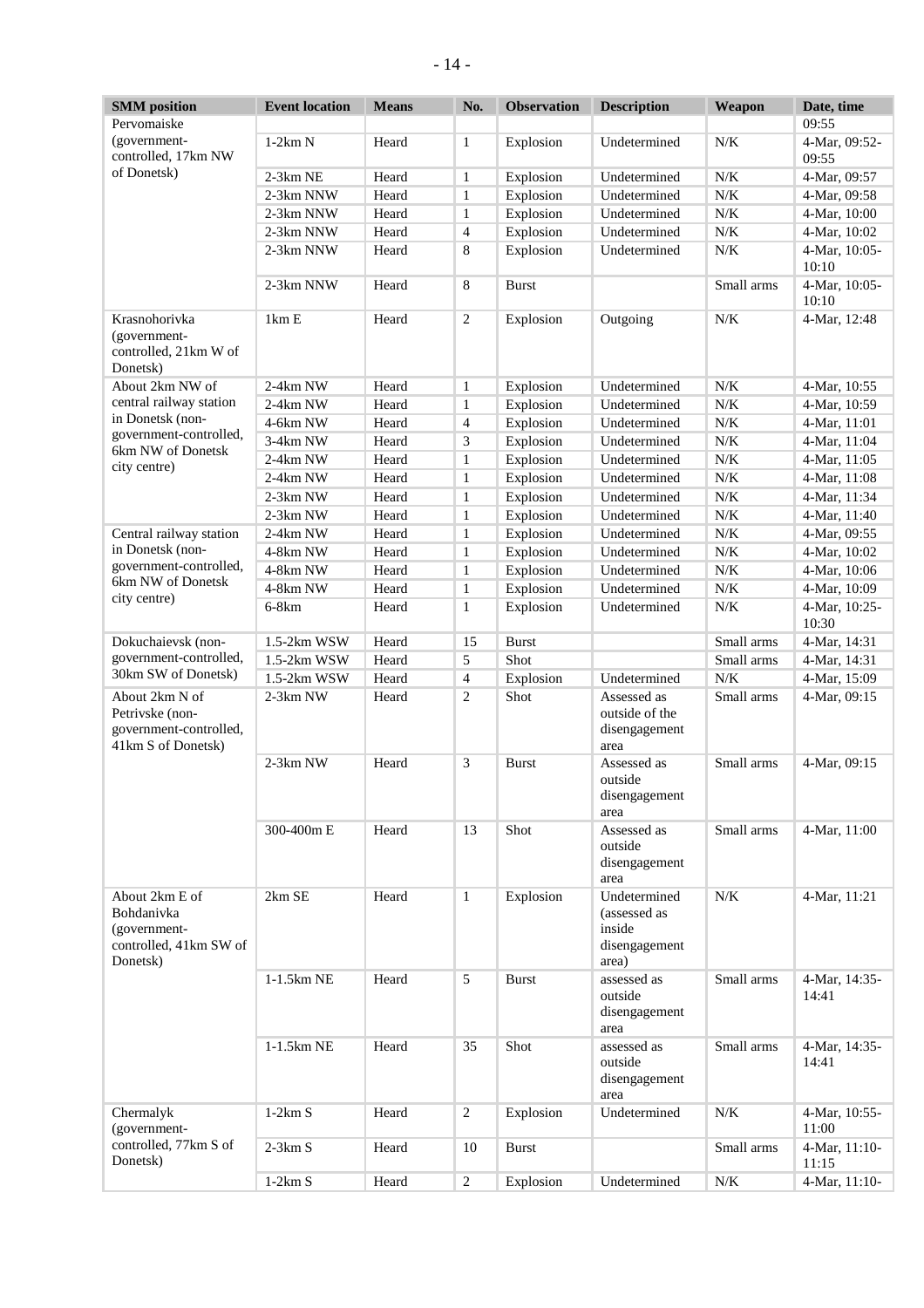| SMM position | Event location | Means | No. | Observation | Description | Weapon | Date, time |
|---|---|---|---|---|---|---|---|
| Pervomaiske (government-controlled, 17km NW of Donetsk) | | | | | | | 09:55 |
| | 1-2km N | Heard | 1 | Explosion | Undetermined | N/K | 4-Mar, 09:52-09:55 |
| | 2-3km NE | Heard | 1 | Explosion | Undetermined | N/K | 4-Mar, 09:57 |
| | 2-3km NNW | Heard | 1 | Explosion | Undetermined | N/K | 4-Mar, 09:58 |
| | 2-3km NNW | Heard | 1 | Explosion | Undetermined | N/K | 4-Mar, 10:00 |
| | 2-3km NNW | Heard | 4 | Explosion | Undetermined | N/K | 4-Mar, 10:02 |
| | 2-3km NNW | Heard | 8 | Explosion | Undetermined | N/K | 4-Mar, 10:05-10:10 |
| | 2-3km NNW | Heard | 8 | Burst | | Small arms | 4-Mar, 10:05-10:10 |
| Krasnohorivka (government-controlled, 21km W of Donetsk) | 1km E | Heard | 2 | Explosion | Outgoing | N/K | 4-Mar, 12:48 |
| About 2km NW of central railway station in Donetsk (non-government-controlled, 6km NW of Donetsk city centre) | 2-4km NW | Heard | 1 | Explosion | Undetermined | N/K | 4-Mar, 10:55 |
| | 2-4km NW | Heard | 1 | Explosion | Undetermined | N/K | 4-Mar, 10:59 |
| | 4-6km NW | Heard | 4 | Explosion | Undetermined | N/K | 4-Mar, 11:01 |
| | 3-4km NW | Heard | 3 | Explosion | Undetermined | N/K | 4-Mar, 11:04 |
| | 2-4km NW | Heard | 1 | Explosion | Undetermined | N/K | 4-Mar, 11:05 |
| | 2-4km NW | Heard | 1 | Explosion | Undetermined | N/K | 4-Mar, 11:08 |
| | 2-3km NW | Heard | 1 | Explosion | Undetermined | N/K | 4-Mar, 11:34 |
| | 2-3km NW | Heard | 1 | Explosion | Undetermined | N/K | 4-Mar, 11:40 |
| Central railway station in Donetsk (non-government-controlled, 6km NW of Donetsk city centre) | 2-4km NW | Heard | 1 | Explosion | Undetermined | N/K | 4-Mar, 09:55 |
| | 4-8km NW | Heard | 1 | Explosion | Undetermined | N/K | 4-Mar, 10:02 |
| | 4-8km NW | Heard | 1 | Explosion | Undetermined | N/K | 4-Mar, 10:06 |
| | 4-8km NW | Heard | 1 | Explosion | Undetermined | N/K | 4-Mar, 10:09 |
| | 6-8km | Heard | 1 | Explosion | Undetermined | N/K | 4-Mar, 10:25-10:30 |
| Dokuchaievsk (non-government-controlled, 30km SW of Donetsk) | 1.5-2km WSW | Heard | 15 | Burst | | Small arms | 4-Mar, 14:31 |
| | 1.5-2km WSW | Heard | 5 | Shot | | Small arms | 4-Mar, 14:31 |
| | 1.5-2km WSW | Heard | 4 | Explosion | Undetermined | N/K | 4-Mar, 15:09 |
| About 2km N of Petrivske (non-government-controlled, 41km S of Donetsk) | 2-3km NW | Heard | 2 | Shot | Assessed as outside of the disengagement area | Small arms | 4-Mar, 09:15 |
| | 2-3km NW | Heard | 3 | Burst | Assessed as outside disengagement area | Small arms | 4-Mar, 09:15 |
| | 300-400m E | Heard | 13 | Shot | Assessed as outside disengagement area | Small arms | 4-Mar, 11:00 |
| About 2km E of Bohdanivka (government-controlled, 41km SW of Donetsk) | 2km SE | Heard | 1 | Explosion | Undetermined (assessed as inside disengagement area) | N/K | 4-Mar, 11:21 |
| | 1-1.5km NE | Heard | 5 | Burst | assessed as outside disengagement area | Small arms | 4-Mar, 14:35-14:41 |
| | 1-1.5km NE | Heard | 35 | Shot | assessed as outside disengagement area | Small arms | 4-Mar, 14:35-14:41 |
| Chermalyk (government-controlled, 77km S of Donetsk) | 1-2km S | Heard | 2 | Explosion | Undetermined | N/K | 4-Mar, 10:55-11:00 |
| | 2-3km S | Heard | 10 | Burst | | Small arms | 4-Mar, 11:10-11:15 |
| | 1-2km S | Heard | 2 | Explosion | Undetermined | N/K | 4-Mar, 11:10- |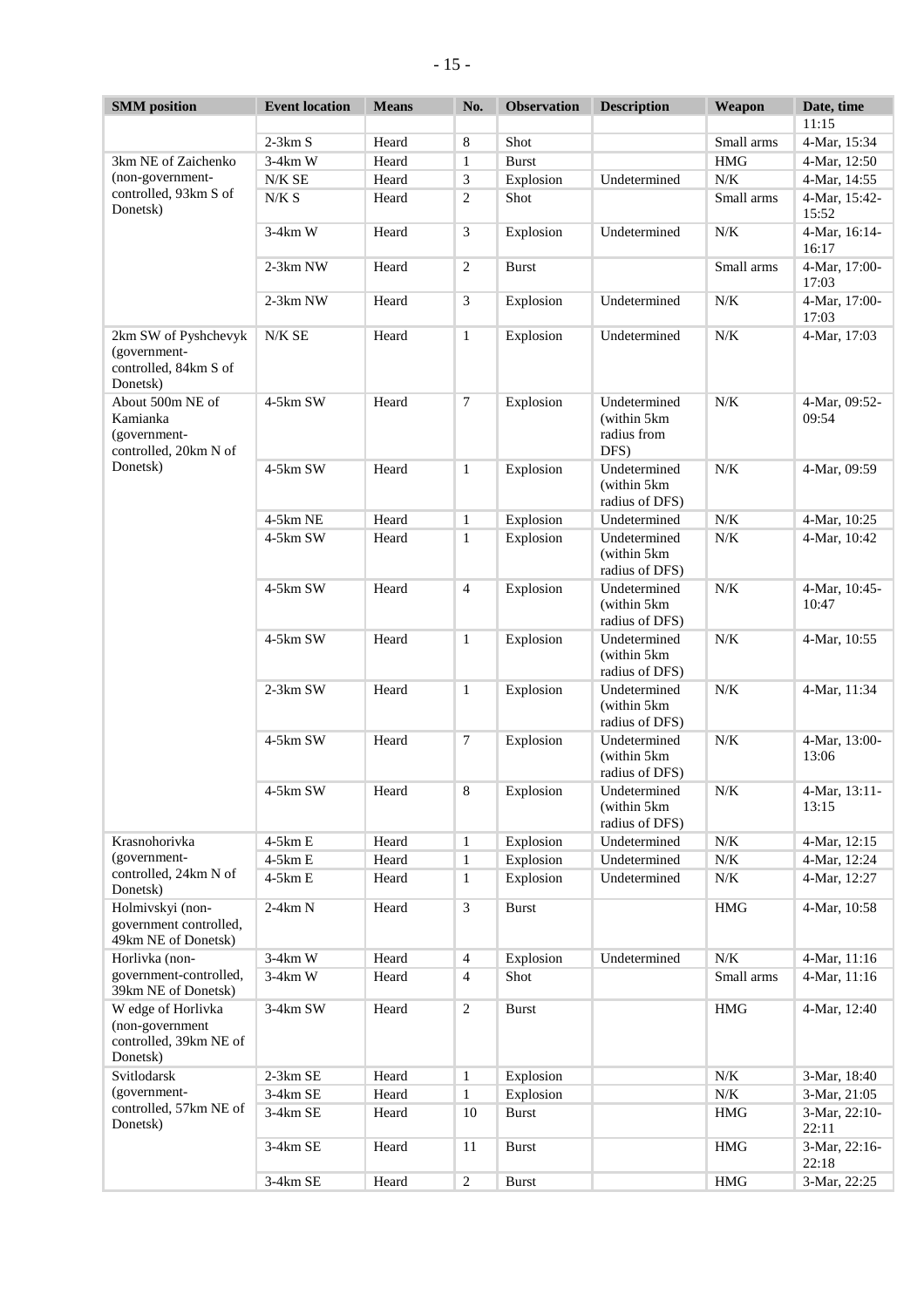| SMM position | Event location | Means | No. | Observation | Description | Weapon | Date, time |
|---|---|---|---|---|---|---|---|
| | | | | | | | 11:15 |
| | 2-3km S | Heard | 8 | Shot | | Small arms | 4-Mar, 15:34 |
| 3km NE of Zaichenko (non-government-controlled, 93km S of Donetsk) | 3-4km W | Heard | 1 | Burst | | HMG | 4-Mar, 12:50 |
| | N/K SE | Heard | 3 | Explosion | Undetermined | N/K | 4-Mar, 14:55 |
| | N/K S | Heard | 2 | Shot | | Small arms | 4-Mar, 15:42-15:52 |
| | 3-4km W | Heard | 3 | Explosion | Undetermined | N/K | 4-Mar, 16:14-16:17 |
| | 2-3km NW | Heard | 2 | Burst | | Small arms | 4-Mar, 17:00-17:03 |
| | 2-3km NW | Heard | 3 | Explosion | Undetermined | N/K | 4-Mar, 17:00-17:03 |
| 2km SW of Pyshchevyk (government-controlled, 84km S of Donetsk) | N/K SE | Heard | 1 | Explosion | Undetermined | N/K | 4-Mar, 17:03 |
| About 500m NE of Kamianka (government-controlled, 20km N of Donetsk) | 4-5km SW | Heard | 7 | Explosion | Undetermined (within 5km radius from DFS) | N/K | 4-Mar, 09:52-09:54 |
| | 4-5km SW | Heard | 1 | Explosion | Undetermined (within 5km radius of DFS) | N/K | 4-Mar, 09:59 |
| | 4-5km NE | Heard | 1 | Explosion | Undetermined | N/K | 4-Mar, 10:25 |
| | 4-5km SW | Heard | 1 | Explosion | Undetermined (within 5km radius of DFS) | N/K | 4-Mar, 10:42 |
| | 4-5km SW | Heard | 4 | Explosion | Undetermined (within 5km radius of DFS) | N/K | 4-Mar, 10:45-10:47 |
| | 4-5km SW | Heard | 1 | Explosion | Undetermined (within 5km radius of DFS) | N/K | 4-Mar, 10:55 |
| | 2-3km SW | Heard | 1 | Explosion | Undetermined (within 5km radius of DFS) | N/K | 4-Mar, 11:34 |
| | 4-5km SW | Heard | 7 | Explosion | Undetermined (within 5km radius of DFS) | N/K | 4-Mar, 13:00-13:06 |
| | 4-5km SW | Heard | 8 | Explosion | Undetermined (within 5km radius of DFS) | N/K | 4-Mar, 13:11-13:15 |
| Krasnohorivka (government-controlled, 24km N of Donetsk) | 4-5km E | Heard | 1 | Explosion | Undetermined | N/K | 4-Mar, 12:15 |
| | 4-5km E | Heard | 1 | Explosion | Undetermined | N/K | 4-Mar, 12:24 |
| | 4-5km E | Heard | 1 | Explosion | Undetermined | N/K | 4-Mar, 12:27 |
| Holmivskyi (non-government controlled, 49km NE of Donetsk) | 2-4km N | Heard | 3 | Burst | | HMG | 4-Mar, 10:58 |
| Horlivka (non-government-controlled, 39km NE of Donetsk) | 3-4km W | Heard | 4 | Explosion | Undetermined | N/K | 4-Mar, 11:16 |
| | 3-4km W | Heard | 4 | Shot | | Small arms | 4-Mar, 11:16 |
| W edge of Horlivka (non-government controlled, 39km NE of Donetsk) | 3-4km SW | Heard | 2 | Burst | | HMG | 4-Mar, 12:40 |
| Svitlodarsk (government-controlled, 57km NE of Donetsk) | 2-3km SE | Heard | 1 | Explosion | | N/K | 3-Mar, 18:40 |
| | 3-4km SE | Heard | 1 | Explosion | | N/K | 3-Mar, 21:05 |
| | 3-4km SE | Heard | 10 | Burst | | HMG | 3-Mar, 22:10-22:11 |
| | 3-4km SE | Heard | 11 | Burst | | HMG | 3-Mar, 22:16-22:18 |
| | 3-4km SE | Heard | 2 | Burst | | HMG | 3-Mar, 22:25 |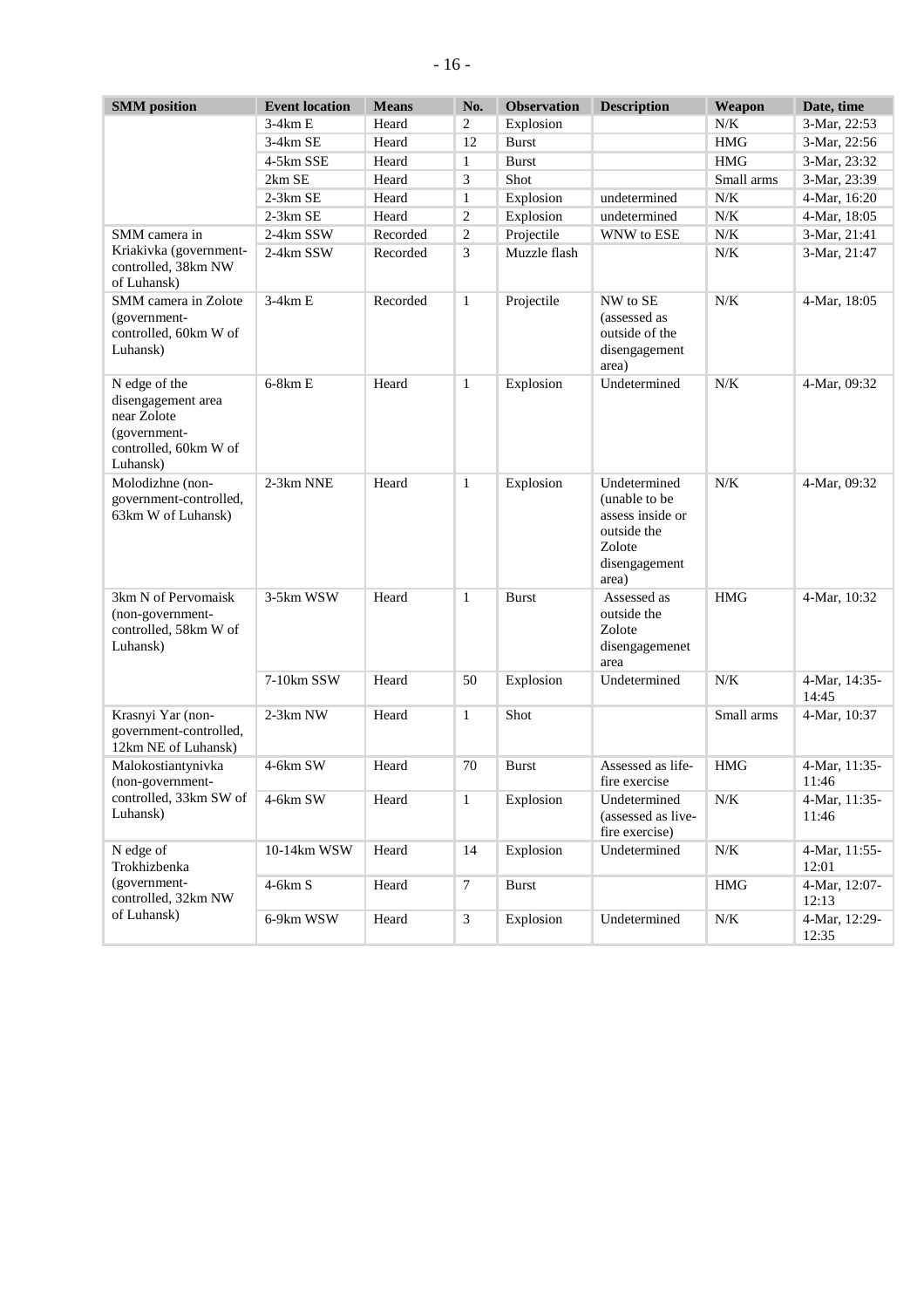| SMM position | Event location | Means | No. | Observation | Description | Weapon | Date, time |
|---|---|---|---|---|---|---|---|
| | 3-4km E | Heard | 2 | Explosion | | N/K | 3-Mar, 22:53 |
| | 3-4km SE | Heard | 12 | Burst | | HMG | 3-Mar, 22:56 |
| | 4-5km SSE | Heard | 1 | Burst | | HMG | 3-Mar, 23:32 |
| | 2km SE | Heard | 3 | Shot | | Small arms | 3-Mar, 23:39 |
| | 2-3km SE | Heard | 1 | Explosion | undetermined | N/K | 4-Mar, 16:20 |
| | 2-3km SE | Heard | 2 | Explosion | undetermined | N/K | 4-Mar, 18:05 |
| SMM camera in Kriakivka (government-controlled, 38km NW of Luhansk) | 2-4km SSW | Recorded | 2 | Projectile | WNW to ESE | N/K | 3-Mar, 21:41 |
| | 2-4km SSW | Recorded | 3 | Muzzle flash | | N/K | 3-Mar, 21:47 |
| SMM camera in Zolote (government-controlled, 60km W of Luhansk) | 3-4km E | Recorded | 1 | Projectile | NW to SE (assessed as outside of the disengagement area) | N/K | 4-Mar, 18:05 |
| N edge of the disengagement area near Zolote (government-controlled, 60km W of Luhansk) | 6-8km E | Heard | 1 | Explosion | Undetermined | N/K | 4-Mar, 09:32 |
| Molodizhne (non-government-controlled, 63km W of Luhansk) | 2-3km NNE | Heard | 1 | Explosion | Undetermined (unable to be assess inside or outside the Zolote disengagement area) | N/K | 4-Mar, 09:32 |
| 3km N of Pervomaisk (non-government-controlled, 58km W of Luhansk) | 3-5km WSW | Heard | 1 | Burst | Assessed as outside the Zolote disengagemenet area | HMG | 4-Mar, 10:32 |
| | 7-10km SSW | Heard | 50 | Explosion | Undetermined | N/K | 4-Mar, 14:35-14:45 |
| Krasnyi Yar (non-government-controlled, 12km NE of Luhansk) | 2-3km NW | Heard | 1 | Shot | | Small arms | 4-Mar, 10:37 |
| Malokostiantynivka (non-government-controlled, 33km SW of Luhansk) | 4-6km SW | Heard | 70 | Burst | Assessed as life-fire exercise | HMG | 4-Mar, 11:35-11:46 |
| | 4-6km SW | Heard | 1 | Explosion | Undetermined (assessed as live-fire exercise) | N/K | 4-Mar, 11:35-11:46 |
| N edge of Trokhizbenka (government-controlled, 32km NW of Luhansk) | 10-14km WSW | Heard | 14 | Explosion | Undetermined | N/K | 4-Mar, 11:55-12:01 |
| | 4-6km S | Heard | 7 | Burst | | HMG | 4-Mar, 12:07-12:13 |
| | 6-9km WSW | Heard | 3 | Explosion | Undetermined | N/K | 4-Mar, 12:29-12:35 |